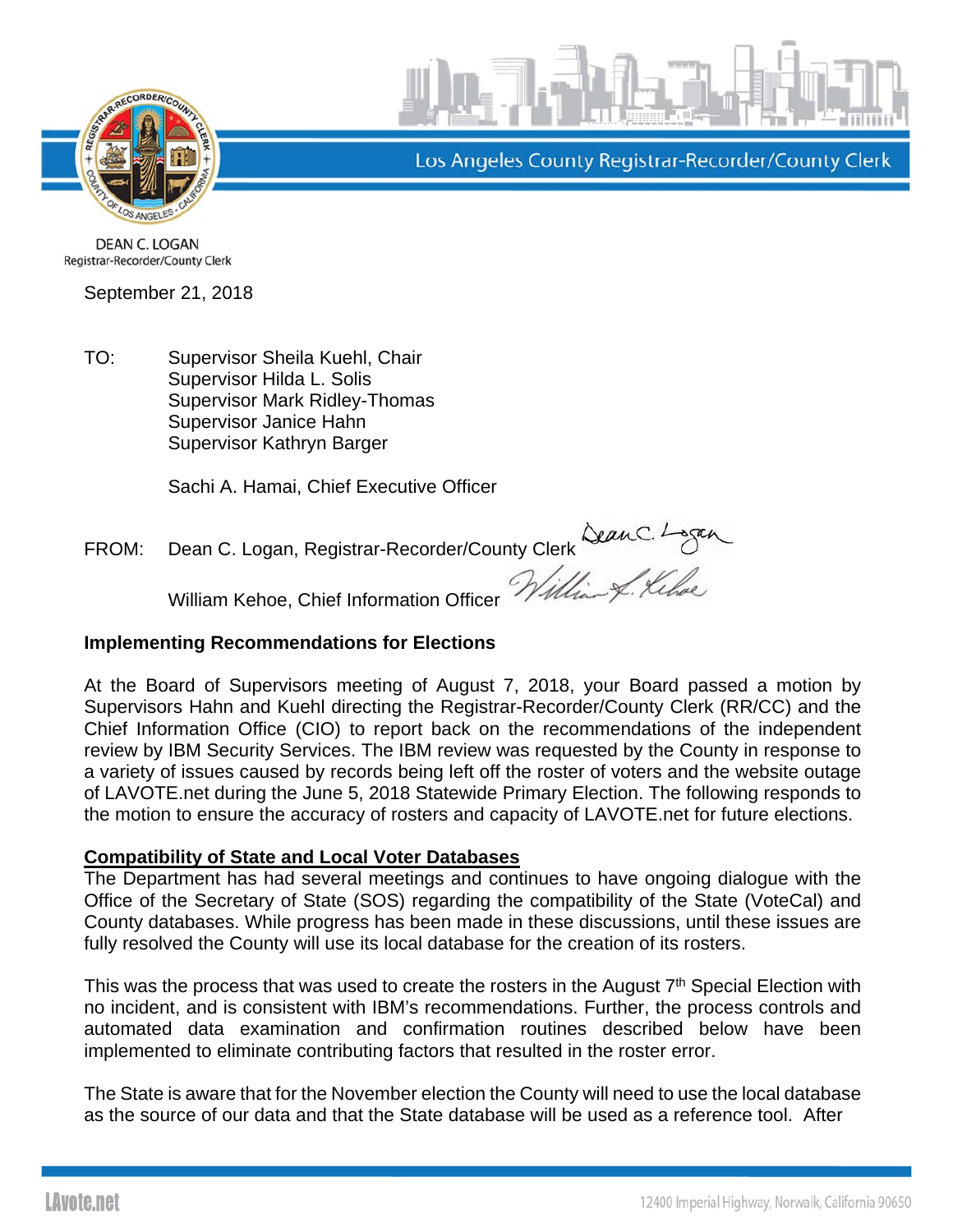Los Angeles County Registrar-Recorder/County Clerk

DEAN C. LOGAN
Registrar-Recorder/County Clerk

September 21, 2018

TO: Supervisor Sheila Kuehl, Chair
Supervisor Hilda L. Solis
Supervisor Mark Ridley-Thomas
Supervisor Janice Hahn
Supervisor Kathryn Barger

Sachi A. Hamai, Chief Executive Officer

FROM: Dean C. Logan, Registrar-Recorder/County Clerk

William Kehoe, Chief Information Officer

**Implementing Recommendations for Elections**

At the Board of Supervisors meeting of August 7, 2018, your Board passed a motion by Supervisors Hahn and Kuehl directing the Registrar-Recorder/County Clerk (RR/CC) and the Chief Information Office (CIO) to report back on the recommendations of the independent review by IBM Security Services. The IBM review was requested by the County in response to a variety of issues caused by records being left off the roster of voters and the website outage of LAVOTE.net during the June 5, 2018 Statewide Primary Election. The following responds to the motion to ensure the accuracy of rosters and capacity of LAVOTE.net for future elections.

**Compatibility of State and Local Voter Databases**

The Department has had several meetings and continues to have ongoing dialogue with the Office of the Secretary of State (SOS) regarding the compatibility of the State (VoteCal) and County databases. While progress has been made in these discussions, until these issues are fully resolved the County will use its local database for the creation of its rosters.

This was the process that was used to create the rosters in the August 7th Special Election with no incident, and is consistent with IBM's recommendations. Further, the process controls and automated data examination and confirmation routines described below have been implemented to eliminate contributing factors that resulted in the roster error.

The State is aware that for the November election the County will need to use the local database as the source of our data and that the State database will be used as a reference tool. After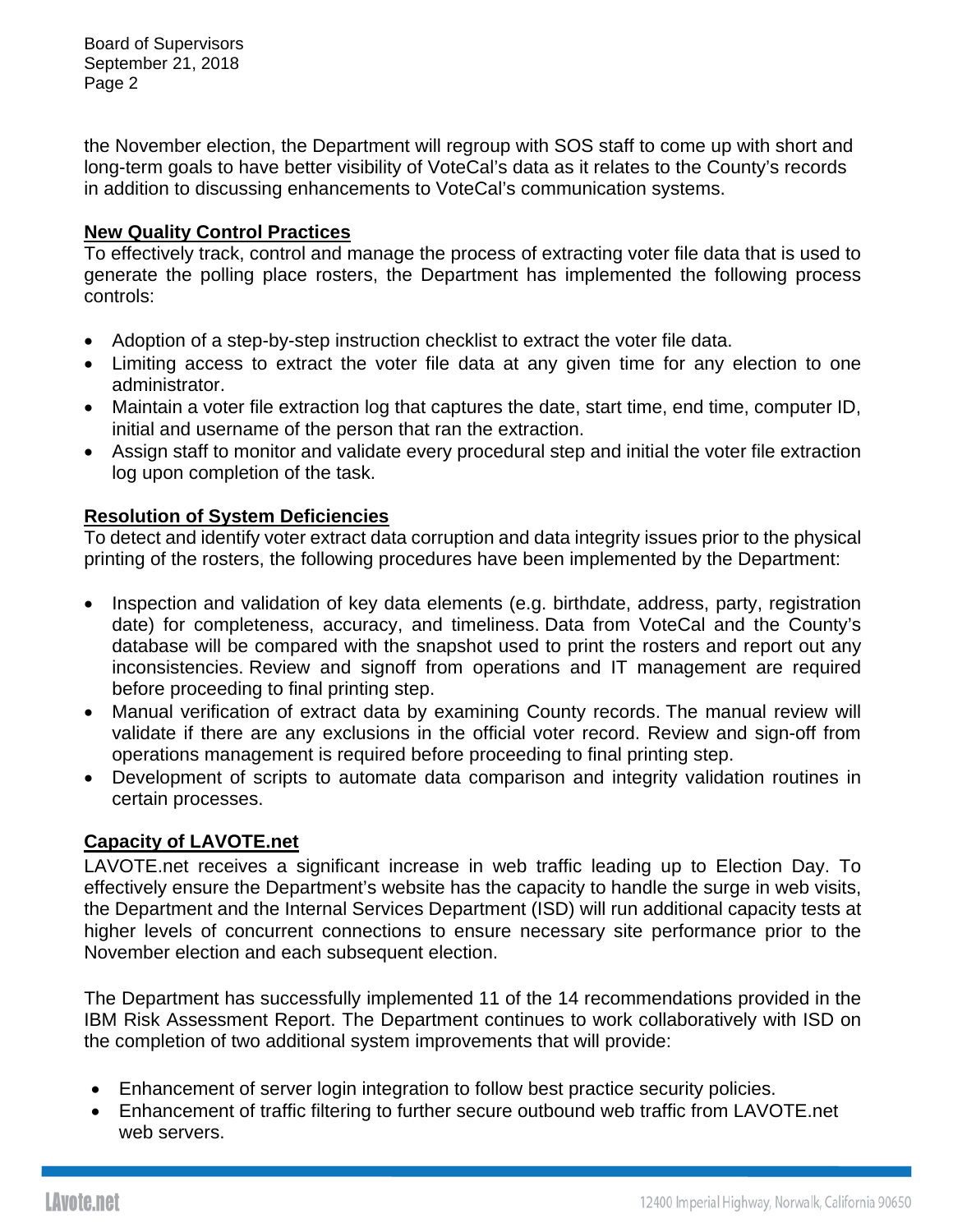the November election, the Department will regroup with SOS staff to come up with short and long-term goals to have better visibility of VoteCal's data as it relates to the County's records in addition to discussing enhancements to VoteCal's communication systems.

**New Quality Control Practices**

To effectively track, control and manage the process of extracting voter file data that is used to generate the polling place rosters, the Department has implemented the following process controls:

- Adoption of a step-by-step instruction checklist to extract the voter file data.
- Limiting access to extract the voter file data at any given time for any election to one administrator.
- Maintain a voter file extraction log that captures the date, start time, end time, computer ID, initial and username of the person that ran the extraction.
- Assign staff to monitor and validate every procedural step and initial the voter file extraction log upon completion of the task.

**Resolution of System Deficiencies**

To detect and identify voter extract data corruption and data integrity issues prior to the physical printing of the rosters, the following procedures have been implemented by the Department:

- Inspection and validation of key data elements (e.g. birthdate, address, party, registration date) for completeness, accuracy, and timeliness. Data from VoteCal and the County's database will be compared with the snapshot used to print the rosters and report out any inconsistencies. Review and signoff from operations and IT management are required before proceeding to final printing step.
- Manual verification of extract data by examining County records. The manual review will validate if there are any exclusions in the official voter record. Review and sign-off from operations management is required before proceeding to final printing step.
- Development of scripts to automate data comparison and integrity validation routines in certain processes.

**Capacity of LAVOTE.net**

LAVOTE.net receives a significant increase in web traffic leading up to Election Day. To effectively ensure the Department's website has the capacity to handle the surge in web visits, the Department and the Internal Services Department (ISD) will run additional capacity tests at higher levels of concurrent connections to ensure necessary site performance prior to the November election and each subsequent election.

The Department has successfully implemented 11 of the 14 recommendations provided in the IBM Risk Assessment Report. The Department continues to work collaboratively with ISD on the completion of two additional system improvements that will provide:

- Enhancement of server login integration to follow best practice security policies.
- Enhancement of traffic filtering to further secure outbound web traffic from LAVOTE.net web servers.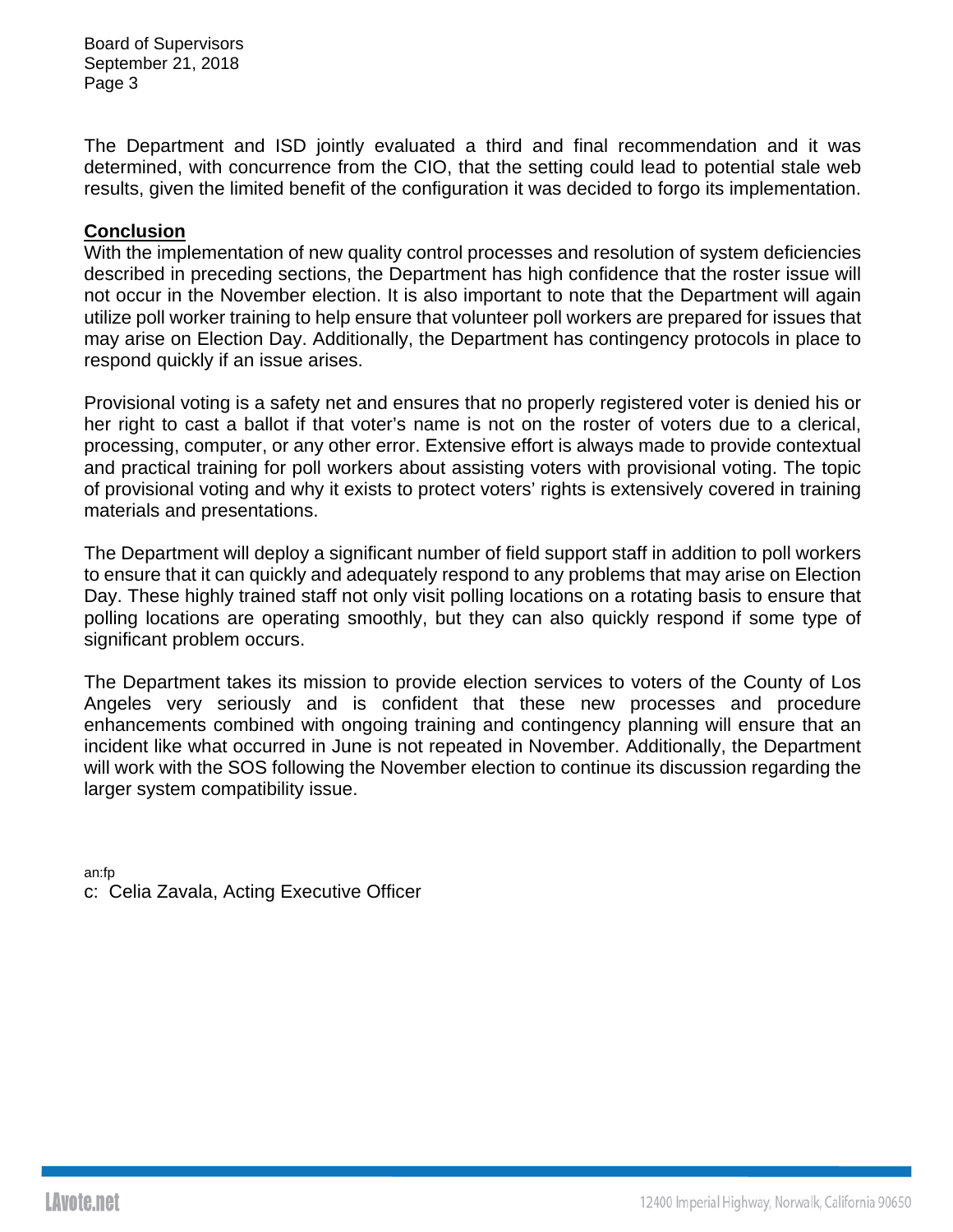The Department and ISD jointly evaluated a third and final recommendation and it was determined, with concurrence from the CIO, that the setting could lead to potential stale web results, given the limited benefit of the configuration it was decided to forgo its implementation.

**Conclusion**

With the implementation of new quality control processes and resolution of system deficiencies described in preceding sections, the Department has high confidence that the roster issue will not occur in the November election. It is also important to note that the Department will again utilize poll worker training to help ensure that volunteer poll workers are prepared for issues that may arise on Election Day. Additionally, the Department has contingency protocols in place to respond quickly if an issue arises.

Provisional voting is a safety net and ensures that no properly registered voter is denied his or her right to cast a ballot if that voter's name is not on the roster of voters due to a clerical, processing, computer, or any other error. Extensive effort is always made to provide contextual and practical training for poll workers about assisting voters with provisional voting. The topic of provisional voting and why it exists to protect voters' rights is extensively covered in training materials and presentations.

The Department will deploy a significant number of field support staff in addition to poll workers to ensure that it can quickly and adequately respond to any problems that may arise on Election Day. These highly trained staff not only visit polling locations on a rotating basis to ensure that polling locations are operating smoothly, but they can also quickly respond if some type of significant problem occurs.

The Department takes its mission to provide election services to voters of the County of Los Angeles very seriously and is confident that these new processes and procedure enhancements combined with ongoing training and contingency planning will ensure that an incident like what occurred in June is not repeated in November. Additionally, the Department will work with the SOS following the November election to continue its discussion regarding the larger system compatibility issue.

an:fp

c: Celia Zavala, Acting Executive Officer